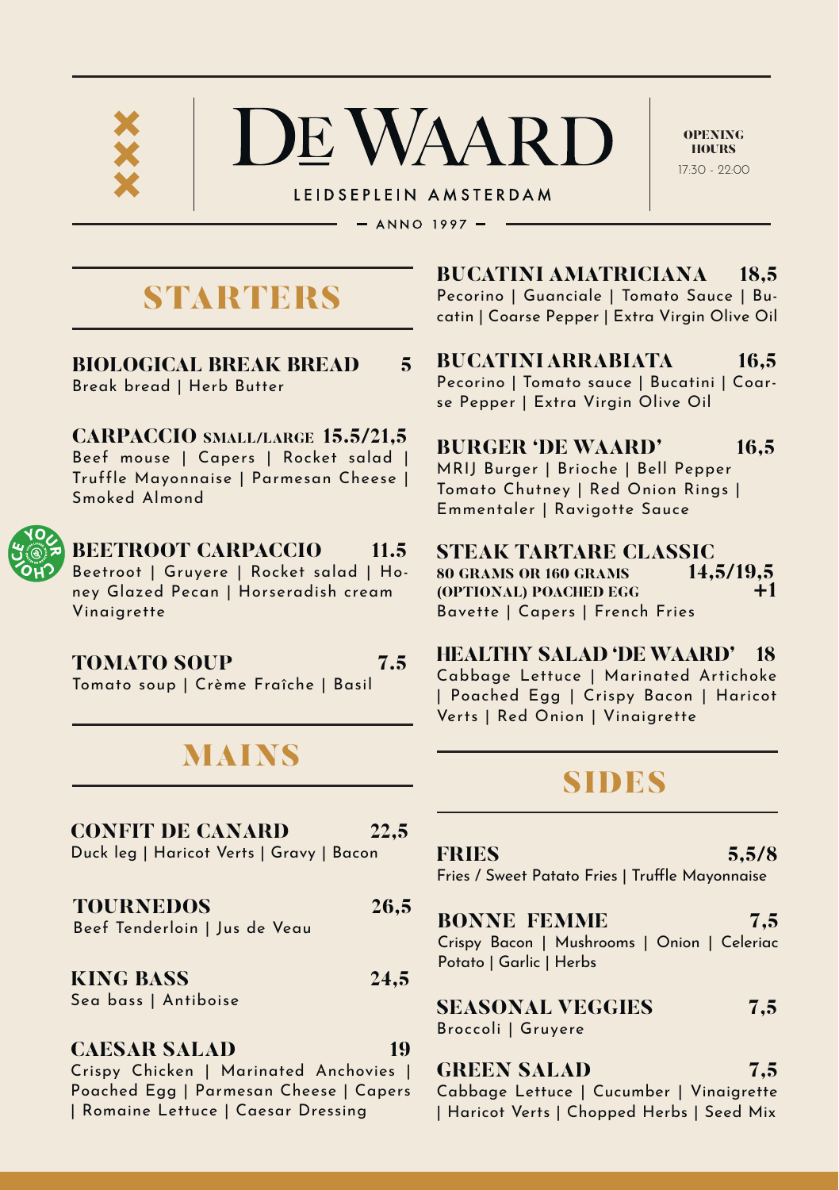# DE WAARD

LEIDSEPLEIN AMSTERDAM

— ANNO 1997 —

**OPENING HOURS**
17:30 - 22:00

## STARTERS

**BIOLOGICAL BREAK BREAD** **5**
Break bread | Herb Butter

**CARPACCIO** SMALL/LARGE **15.5/21,5**
Beef mouse | Capers | Rocket salad | Truffle Mayonnaise | Parmesan Cheese | Smoked Almond

YOUR CHOICE

**BEETROOT CARPACCIO** **11.5**
Beetroot | Gruyere | Rocket salad | Honey Glazed Pecan | Horseradish cream Vinaigrette

**TOMATO SOUP** **7.5**
Tomato soup | Crème Fraîche | Basil

## MAINS

**CONFIT DE CANARD** **22,5**
Duck leg | Haricot Verts | Gravy | Bacon

**TOURNEDOS** **26,5**
Beef Tenderloin | Jus de Veau

**KING BASS** **24,5**
Sea bass | Antiboise

**CAESAR SALAD** **19**
Crispy Chicken | Marinated Anchovies | Poached Egg | Parmesan Cheese | Capers | Romaine Lettuce | Caesar Dressing

**BUCATINI AMATRICIANA** **18,5**
Pecorino | Guanciale | Tomato Sauce | Bucatin | Coarse Pepper | Extra Virgin Olive Oil

**BUCATINI ARRABIATA** **16,5**
Pecorino | Tomato sauce | Bucatini | Coarse Pepper | Extra Virgin Olive Oil

**BURGER 'DE WAARD'** **16,5**
MRIJ Burger | Brioche | Bell Pepper Tomato Chutney | Red Onion Rings | Emmentaler | Ravigotte Sauce

**STEAK TARTARE CLASSIC**
**80 GRAMS OR 160 GRAMS** **14,5/19,5**
**(OPTIONAL) POACHED EGG** **+1**
Bavette | Capers | French Fries

**HEALTHY SALAD 'DE WAARD'** **18**
Cabbage Lettuce | Marinated Artichoke | Poached Egg | Crispy Bacon | Haricot Verts | Red Onion | Vinaigrette

## SIDES

**FRIES** **5,5/8**
Fries / Sweet Patato Fries | Truffle Mayonnaise

**BONNE FEMME** **7,5**
Crispy Bacon | Mushrooms | Onion | Celeriac Potato | Garlic | Herbs

**SEASONAL VEGGIES** **7,5**
Broccoli | Gruyere

**GREEN SALAD** **7,5**
Cabbage Lettuce | Cucumber | Vinaigrette | Haricot Verts | Chopped Herbs | Seed Mix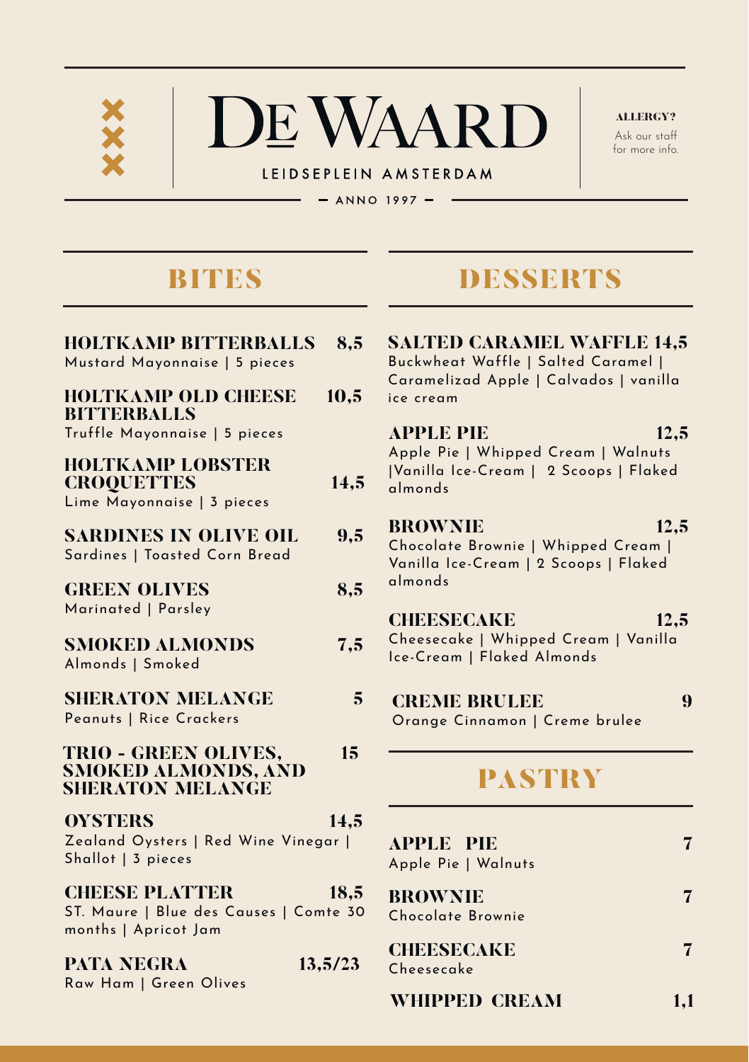# DE WAARD

LEIDSEPLEIN AMSTERDAM

— ANNO 1997 —

**ALLERGY?**
Ask our staff for more info.

## BITES

**HOLTKAMP BITTERBALLS** **8,5**
Mustard Mayonnaise | 5 pieces

**HOLTKAMP OLD CHEESE BITTERBALLS** **10,5**
Truffle Mayonnaise | 5 pieces

**HOLTKAMP LOBSTER CROQUETTES** **14,5**
Lime Mayonnaise | 3 pieces

**SARDINES IN OLIVE OIL** **9,5**
Sardines | Toasted Corn Bread

**GREEN OLIVES** **8,5**
Marinated | Parsley

**SMOKED ALMONDS** **7,5**
Almonds | Smoked

**SHERATON MELANGE** **5**
Peanuts | Rice Crackers

**TRIO - GREEN OLIVES, SMOKED ALMONDS, AND SHERATON MELANGE** **15**

**OYSTERS** **14,5**
Zealand Oysters | Red Wine Vinegar | Shallot | 3 pieces

**CHEESE PLATTER** **18,5**
ST. Maure | Blue des Causes | Comte 30 months | Apricot Jam

**PATA NEGRA** **13,5/23**
Raw Ham | Green Olives

## DESSERTS

**SALTED CARAMEL WAFFLE** **14,5**
Buckwheat Waffle | Salted Caramel | Caramelizad Apple | Calvados | vanilla ice cream

**APPLE PIE** **12,5**
Apple Pie | Whipped Cream | Walnuts |Vanilla Ice-Cream | 2 Scoops | Flaked almonds

**BROWNIE** **12,5**
Chocolate Brownie | Whipped Cream | Vanilla Ice-Cream | 2 Scoops | Flaked almonds

**CHEESECAKE** **12,5**
Cheesecake | Whipped Cream | Vanilla Ice-Cream | Flaked Almonds

**CREME BRULEE** **9**
Orange Cinnamon | Creme brulee

## PASTRY

**APPLE PIE** **7**
Apple Pie | Walnuts

**BROWNIE** **7**
Chocolate Brownie

**CHEESECAKE** **7**
Cheesecake

**WHIPPED CREAM** **1,1**